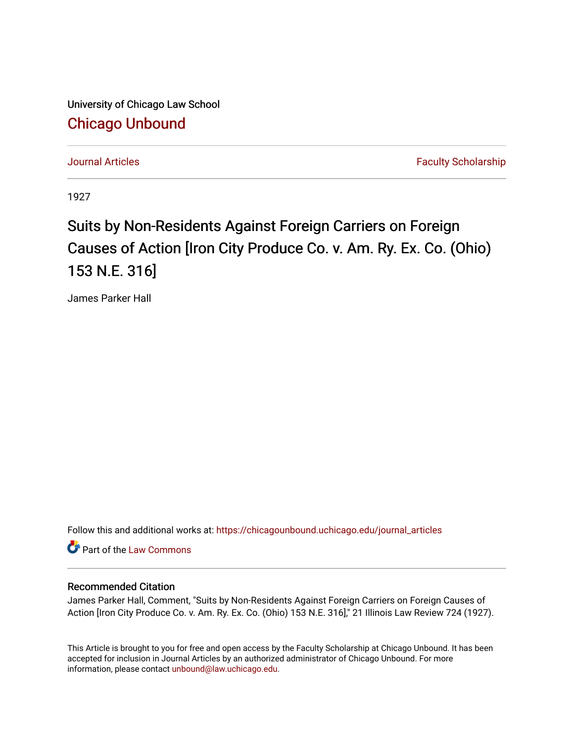University of Chicago Law School

[Chicago Unbound](https://chicagounbound.uchicago.edu)

Journal Articles | Faculty Scholarship

1927

# Suits by Non-Residents Against Foreign Carriers on Foreign Causes of Action [Iron City Produce Co. v. Am. Ry. Ex. Co. (Ohio) 153 N.E. 316]

James Parker Hall

Follow this and additional works at: https://chicagounbound.uchicago.edu/journal_articles

Part of the Law Commons

### Recommended Citation

James Parker Hall, Comment, "Suits by Non-Residents Against Foreign Carriers on Foreign Causes of Action [Iron City Produce Co. v. Am. Ry. Ex. Co. (Ohio) 153 N.E. 316]," 21 Illinois Law Review 724 (1927).

This Article is brought to you for free and open access by the Faculty Scholarship at Chicago Unbound. It has been accepted for inclusion in Journal Articles by an authorized administrator of Chicago Unbound. For more information, please contact unbound@law.uchicago.edu.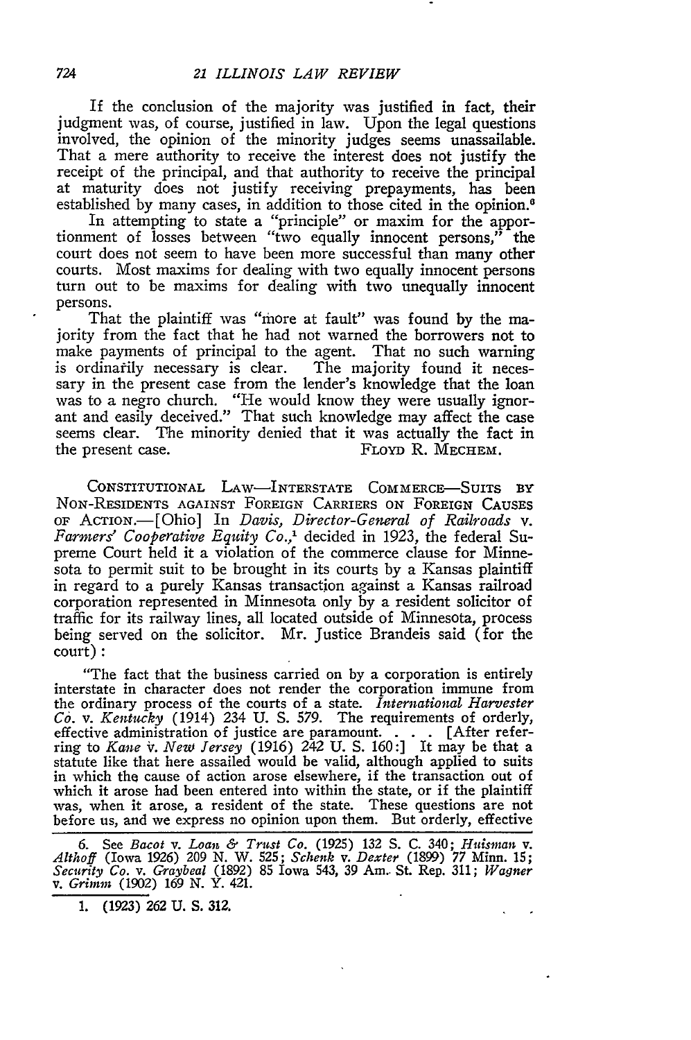If the conclusion of the majority was justified in fact, their judgment was, of course, justified in law. Upon the legal questions involved, the opinion of the minority judges seems unassailable. That a mere authority to receive the interest does not justify the receipt of the principal, and that authority to receive the principal at maturity does not justify receiving prepayments, has been established by many cases, in addition to those cited in the opinion.[6]

In attempting to state a "principle" or maxim for the apportionment of losses between "two equally innocent persons," the court does not seem to have been more successful than many other courts. Most maxims for dealing with two equally innocent persons turn out to be maxims for dealing with two unequally innocent persons.

That the plaintiff was "more at fault" was found by the majority from the fact that he had not warned the borrowers not to make payments of principal to the agent. That no such warning is ordinarily necessary is clear. The majority found it necessary in the present case from the lender's knowledge that the loan was to a negro church. "He would know they were usually ignorant and easily deceived." That such knowledge may affect the case seems clear. The minority denied that it was actually the fact in the present case.

FLOYD R. MECHEM.

CONSTITUTIONAL LAW—INTERSTATE COMMERCE—SUITS BY NON-RESIDENTS AGAINST FOREIGN CARRIERS ON FOREIGN CAUSES OF ACTION.—[Ohio] In *Davis, Director-General of Railroads* v. *Farmers' Cooperative Equity Co.*,[1] decided in 1923, the federal Supreme Court held it a violation of the commerce clause for Minnesota to permit suit to be brought in its courts by a Kansas plaintiff in regard to a purely Kansas transaction against a Kansas railroad corporation represented in Minnesota only by a resident solicitor of traffic for its railway lines, all located outside of Minnesota, process being served on the solicitor. Mr. Justice Brandeis said (for the court):

"The fact that the business carried on by a corporation is entirely interstate in character does not render the corporation immune from the ordinary process of the courts of a state. *International Harvester Co.* v. *Kentucky* (1914) 234 U. S. 579. The requirements of orderly, effective administration of justice are paramount. . . . [After referring to *Kane* v. *New Jersey* (1916) 242 U. S. 160:] It may be that a statute like that here assailed would be valid, although applied to suits in which the cause of action arose elsewhere, if the transaction out of which it arose had been entered into within the state, or if the plaintiff was, when it arose, a resident of the state. These questions are not before us, and we express no opinion upon them. But orderly, effective

6. See *Bacot* v. *Loan & Trust Co.* (1925) 132 S. C. 340; *Huisman* v. *Althoff* (Iowa 1926) 209 N. W. 525; *Schenk* v. *Dexter* (1899) 77 Minn. 15; *Security Co.* v. *Graybeal* (1892) 85 Iowa 543, 39 Am. St. Rep. 311; *Wagner* v. *Grimm* (1902) 169 N. Y. 421.

1. (1923) 262 U. S. 312.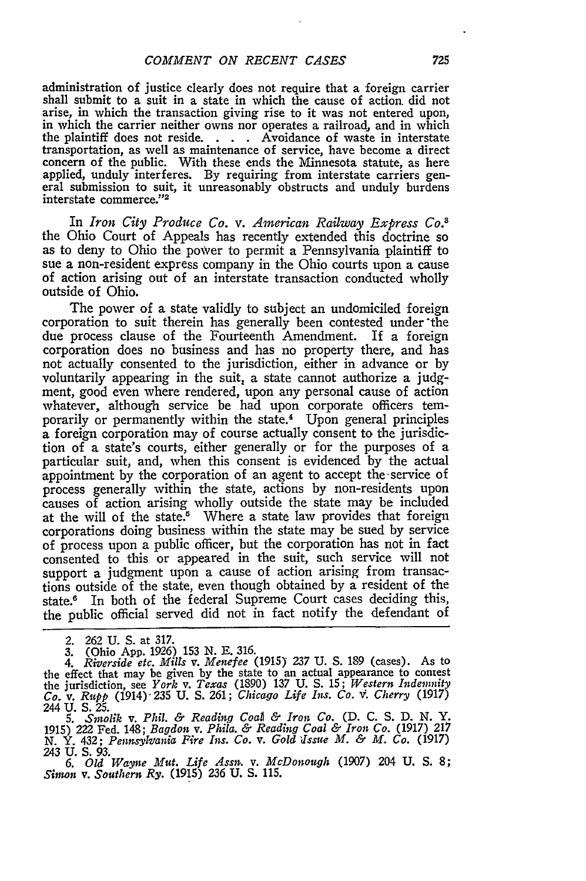administration of justice clearly does not require that a foreign carrier shall submit to a suit in a state in which the cause of action did not arise, in which the transaction giving rise to it was not entered upon, in which the carrier neither owns nor operates a railroad, and in which the plaintiff does not reside. . . . Avoidance of waste in interstate transportation, as well as maintenance of service, have become a direct concern of the public. With these ends the Minnesota statute, as here applied, unduly interferes. By requiring from interstate carriers general submission to suit, it unreasonably obstructs and unduly burdens interstate commerce."[2]

In *Iron City Produce Co.* v. *American Railway Express Co.*[3] the Ohio Court of Appeals has recently extended this doctrine so as to deny to Ohio the power to permit a Pennsylvania plaintiff to sue a non-resident express company in the Ohio courts upon a cause of action arising out of an interstate transaction conducted wholly outside of Ohio.

The power of a state validly to subject an undomiciled foreign corporation to suit therein has generally been contested under the due process clause of the Fourteenth Amendment. If a foreign corporation does no business and has no property there, and has not actually consented to the jurisdiction, either in advance or by voluntarily appearing in the suit, a state cannot authorize a judgment, good even where rendered, upon any personal cause of action whatever, although service be had upon corporate officers temporarily or permanently within the state.[4] Upon general principles a foreign corporation may of course actually consent to the jurisdiction of a state's courts, either generally or for the purposes of a particular suit, and, when this consent is evidenced by the actual appointment by the corporation of an agent to accept the service of process generally within the state, actions by non-residents upon causes of action arising wholly outside the state may be included at the will of the state.[5] Where a state law provides that foreign corporations doing business within the state may be sued by service of process upon a public officer, but the corporation has not in fact consented to this or appeared in the suit, such service will not support a judgment upon a cause of action arising from transactions outside of the state, even though obtained by a resident of the state.[6] In both of the federal Supreme Court cases deciding this, the public official served did not in fact notify the defendant of

---

2. 262 U. S. at 317.

3. (Ohio App. 1926) 153 N. E. 316.

4. *Riverside etc. Mills* v. *Menefee* (1915) 237 U. S. 189 (cases). As to the effect that may be given by the state to an actual appearance to contest the jurisdiction, see *York* v. *Texas* (1890) 137 U. S. 15; *Western Indemnity Co.* v. *Rupp* (1914) 235 U. S. 261; *Chicago Life Ins. Co.* v. *Cherry* (1917) 244 U. S. 25.

5. *Smolik* v. *Phil. & Reading Coal & Iron Co.* (D. C. S. D. N. Y. 1915) 222 Fed. 148; *Bagdon* v. *Phila. & Reading Coal & Iron Co.* (1917) 217 N. Y. 432; *Pennsylvania Fire Ins. Co.* v. *Gold Issue M. & M. Co.* (1917) 243 U. S. 93.

6. *Old Wayne Mut. Life Assn.* v. *McDonough* (1907) 204 U. S. 8; *Simon* v. *Southern Ry.* (1915) 236 U. S. 115.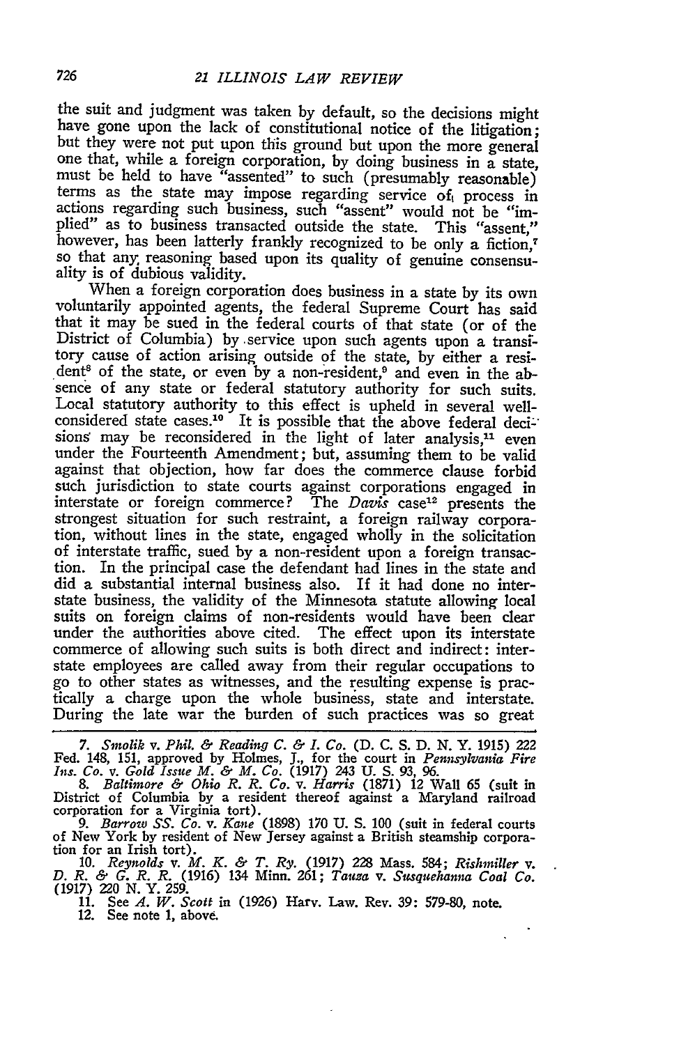the suit and judgment was taken by default, so the decisions might have gone upon the lack of constitutional notice of the litigation; but they were not put upon this ground but upon the more general one that, while a foreign corporation, by doing business in a state, must be held to have "assented" to such (presumably reasonable) terms as the state may impose regarding service of process in actions regarding such business, such "assent" would not be "implied" as to business transacted outside the state. This "assent," however, has been latterly frankly recognized to be only a fiction,[7] so that any reasoning based upon its quality of genuine consensuality is of dubious validity.

When a foreign corporation does business in a state by its own voluntarily appointed agents, the federal Supreme Court has said that it may be sued in the federal courts of that state (or of the District of Columbia) by service upon such agents upon a transitory cause of action arising outside of the state, by either a resident[8] of the state, or even by a non-resident,[9] and even in the absence of any state or federal statutory authority for such suits. Local statutory authority to this effect is upheld in several well-considered state cases.[10] It is possible that the above federal decisions may be reconsidered in the light of later analysis,[11] even under the Fourteenth Amendment; but, assuming them to be valid against that objection, how far does the commerce clause forbid such jurisdiction to state courts against corporations engaged in interstate or foreign commerce? The *Davis* case[12] presents the strongest situation for such restraint, a foreign railway corporation, without lines in the state, engaged wholly in the solicitation of interstate traffic, sued by a non-resident upon a foreign transaction. In the principal case the defendant had lines in the state and did a substantial internal business also. If it had done no interstate business, the validity of the Minnesota statute allowing local suits on foreign claims of non-residents would have been clear under the authorities above cited. The effect upon its interstate commerce of allowing such suits is both direct and indirect: interstate employees are called away from their regular occupations to go to other states as witnesses, and the resulting expense is practically a charge upon the whole business, state and interstate. During the late war the burden of such practices was so great

---

7. *Smolik* v. *Phil. & Reading C. & I. Co.* (D. C. S. D. N. Y. 1915) 222 Fed. 148, 151, approved by Holmes, J., for the court in *Pennsylvania Fire Ins. Co.* v. *Gold Issue M. & M. Co.* (1917) 243 U. S. 93, 96.

8. *Baltimore & Ohio R. R. Co.* v. *Harris* (1871) 12 Wall 65 (suit in District of Columbia by a resident thereof against a Maryland railroad corporation for a Virginia tort).

9. *Barrow SS. Co.* v. *Kane* (1898) 170 U. S. 100 (suit in federal courts of New York by resident of New Jersey against a British steamship corporation for an Irish tort).

10. *Reynolds* v. *M. K. & T. Ry.* (1917) 228 Mass. 584; *Rishmiller* v. *D. R. & G. R. R.* (1916) 134 Minn. 261; *Tauza* v. *Susquehanna Coal Co.* (1917) 220 N. Y. 259.

11. See *A. W. Scott* in (1926) Harv. Law. Rev. 39: 579-80, note.

12. See note 1, above.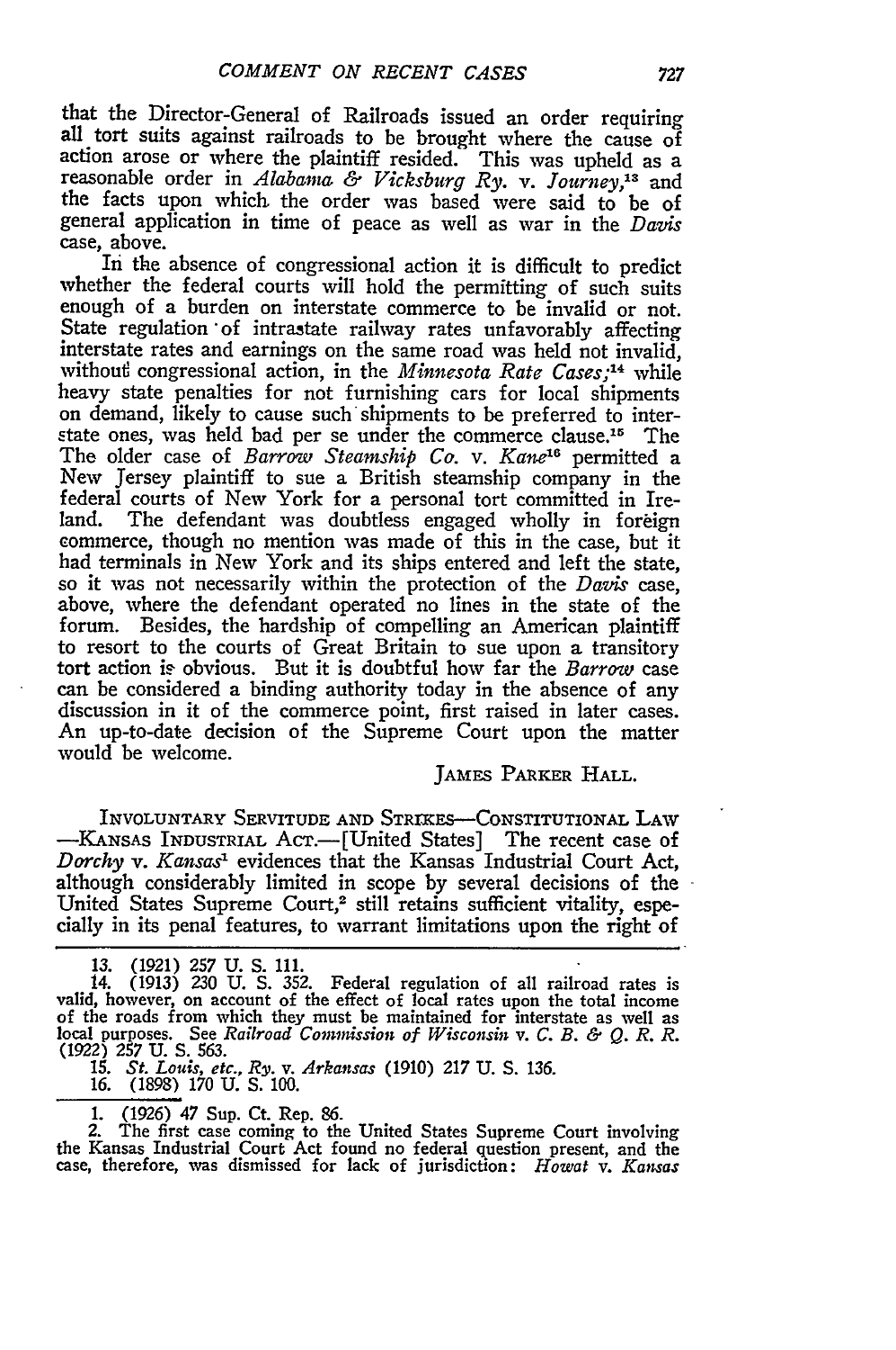that the Director-General of Railroads issued an order requiring all tort suits against railroads to be brought where the cause of action arose or where the plaintiff resided. This was upheld as a reasonable order in *Alabama & Vicksburg Ry.* v. *Journey*,[13] and the facts upon which the order was based were said to be of general application in time of peace as well as war in the *Davis* case, above.

In the absence of congressional action it is difficult to predict whether the federal courts will hold the permitting of such suits enough of a burden on interstate commerce to be invalid or not. State regulation of intrastate railway rates unfavorably affecting interstate rates and earnings on the same road was held not invalid, without congressional action, in the *Minnesota Rate Cases*;[14] while heavy state penalties for not furnishing cars for local shipments on demand, likely to cause such shipments to be preferred to interstate ones, was held bad per se under the commerce clause.[15] The The older case of *Barrow Steamship Co.* v. *Kane*[16] permitted a New Jersey plaintiff to sue a British steamship company in the federal courts of New York for a personal tort committed in Ireland. The defendant was doubtless engaged wholly in foreign commerce, though no mention was made of this in the case, but it had terminals in New York and its ships entered and left the state, so it was not necessarily within the protection of the *Davis* case, above, where the defendant operated no lines in the state of the forum. Besides, the hardship of compelling an American plaintiff to resort to the courts of Great Britain to sue upon a transitory tort action is obvious. But it is doubtful how far the *Barrow* case can be considered a binding authority today in the absence of any discussion in it of the commerce point, first raised in later cases. An up-to-date decision of the Supreme Court upon the matter would be welcome.

JAMES PARKER HALL.

INVOLUNTARY SERVITUDE AND STRIKES—CONSTITUTIONAL LAW—KANSAS INDUSTRIAL ACT.—[United States] The recent case of *Dorchy* v. *Kansas*[1] evidences that the Kansas Industrial Court Act, although considerably limited in scope by several decisions of the United States Supreme Court,[2] still retains sufficient vitality, especially in its penal features, to warrant limitations upon the right of

---

13. (1921) 257 U. S. 111.

14. (1913) 230 U. S. 352. Federal regulation of all railroad rates is valid, however, on account of the effect of local rates upon the total income of the roads from which they must be maintained for interstate as well as local purposes. See *Railroad Commission of Wisconsin* v. *C. B. & Q. R. R.* (1922) 257 U. S. 563.

15. *St. Louis, etc., Ry.* v. *Arkansas* (1910) 217 U. S. 136.

16. (1898) 170 U. S. 100.

---

1. (1926) 47 Sup. Ct. Rep. 86.

2. The first case coming to the United States Supreme Court involving the Kansas Industrial Court Act found no federal question present, and the case, therefore, was dismissed for lack of jurisdiction: *Howat* v. *Kansas*